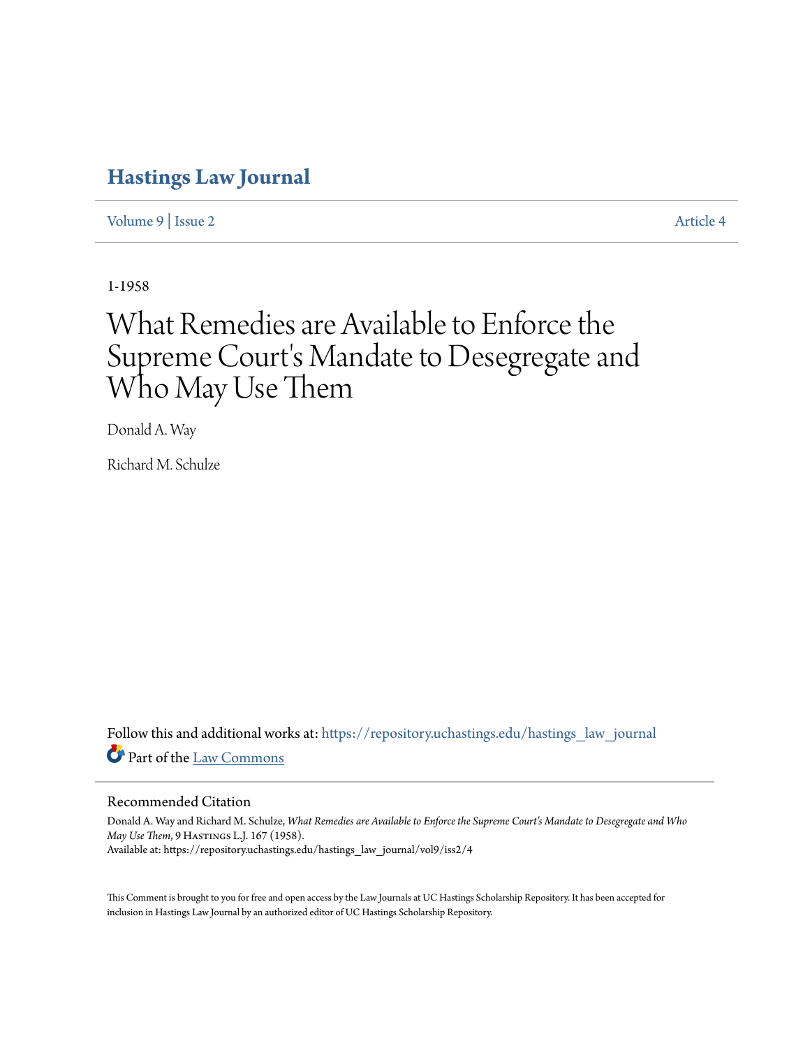# Hastings Law Journal

Volume 9 | Issue 2 Article 4

1-1958

# What Remedies are Available to Enforce the Supreme Court's Mandate to Desegregate and Who May Use Them

Donald A. Way

Richard M. Schulze

Follow this and additional works at: https://repository.uchastings.edu/hastings_law_journal

Part of the Law Commons

## Recommended Citation

Donald A. Way and Richard M. Schulze, *What Remedies are Available to Enforce the Supreme Court's Mandate to Desegregate and Who May Use Them*, 9 Hastings L.J. 167 (1958).
Available at: https://repository.uchastings.edu/hastings_law_journal/vol9/iss2/4

This Comment is brought to you for free and open access by the Law Journals at UC Hastings Scholarship Repository. It has been accepted for inclusion in Hastings Law Journal by an authorized editor of UC Hastings Scholarship Repository.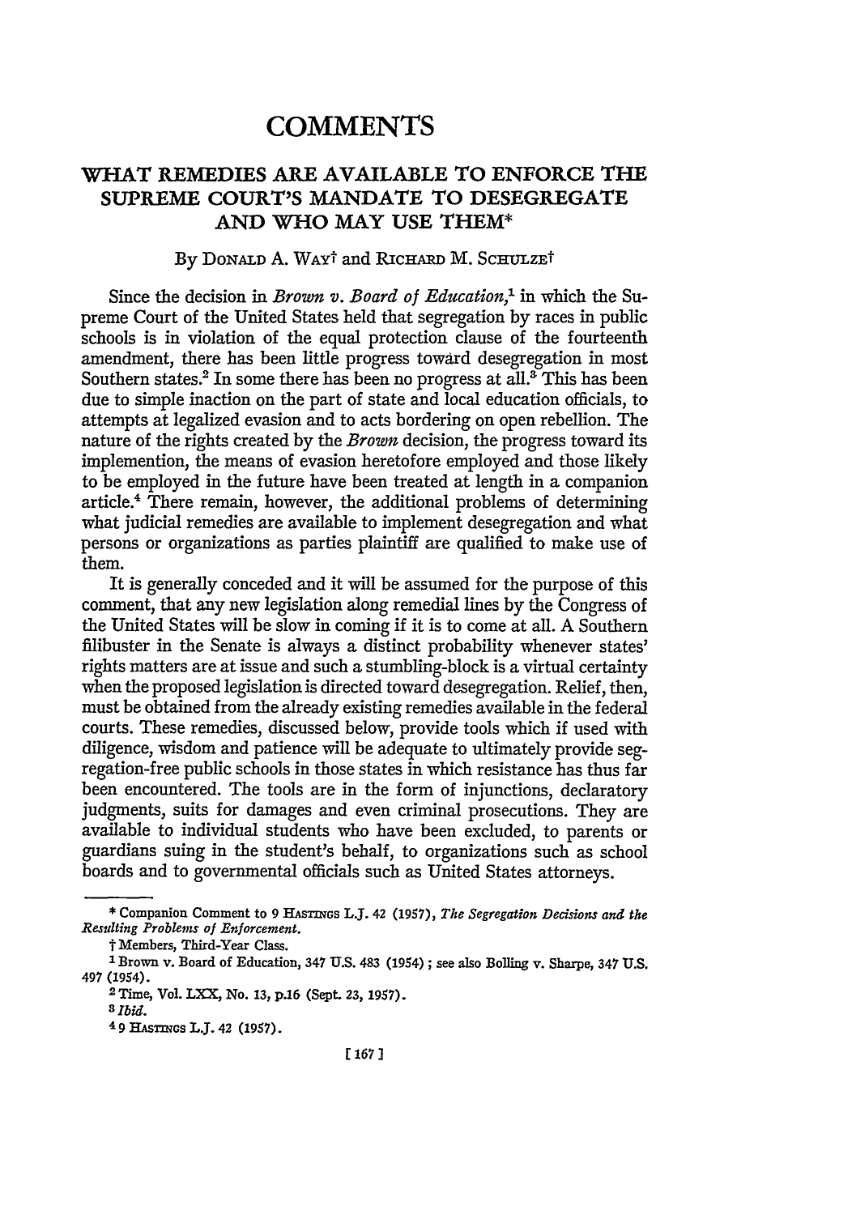# COMMENTS

## WHAT REMEDIES ARE AVAILABLE TO ENFORCE THE SUPREME COURT'S MANDATE TO DESEGREGATE AND WHO MAY USE THEM*

By DONALD A. WAY† and RICHARD M. SCHULZE†

Since the decision in *Brown v. Board of Education*,[1] in which the Supreme Court of the United States held that segregation by races in public schools is in violation of the equal protection clause of the fourteenth amendment, there has been little progress toward desegregation in most Southern states.[2] In some there has been no progress at all.[3] This has been due to simple inaction on the part of state and local education officials, to attempts at legalized evasion and to acts bordering on open rebellion. The nature of the rights created by the *Brown* decision, the progress toward its implemention, the means of evasion heretofore employed and those likely to be employed in the future have been treated at length in a companion article.[4] There remain, however, the additional problems of determining what judicial remedies are available to implement desegregation and what persons or organizations as parties plaintiff are qualified to make use of them.

It is generally conceded and it will be assumed for the purpose of this comment, that any new legislation along remedial lines by the Congress of the United States will be slow in coming if it is to come at all. A Southern filibuster in the Senate is always a distinct probability whenever states' rights matters are at issue and such a stumbling-block is a virtual certainty when the proposed legislation is directed toward desegregation. Relief, then, must be obtained from the already existing remedies available in the federal courts. These remedies, discussed below, provide tools which if used with diligence, wisdom and patience will be adequate to ultimately provide segregation-free public schools in those states in which resistance has thus far been encountered. The tools are in the form of injunctions, declaratory judgments, suits for damages and even criminal prosecutions. They are available to individual students who have been excluded, to parents or guardians suing in the student's behalf, to organizations such as school boards and to governmental officials such as United States attorneys.

---

\* Companion Comment to 9 HASTINGS L.J. 42 (1957), *The Segregation Decisions and the Resulting Problems of Enforcement*.

† Members, Third-Year Class.

[1] Brown v. Board of Education, 347 U.S. 483 (1954); see also Bolling v. Sharpe, 347 U.S. 497 (1954).

[2] Time, Vol. LXX, No. 13, p.16 (Sept. 23, 1957).

[3] *Ibid.*

[4] 9 HASTINGS L.J. 42 (1957).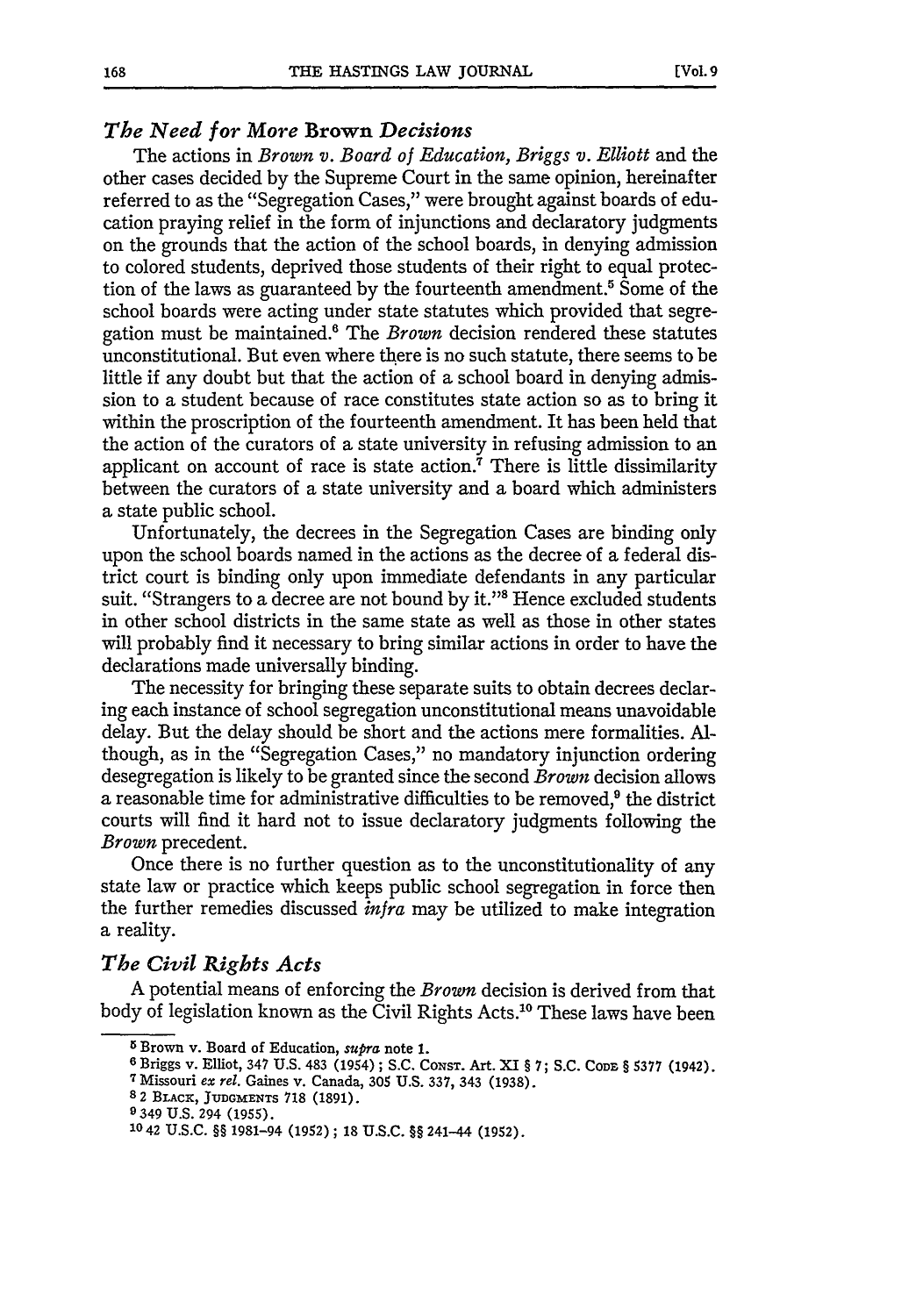### *The Need for More* Brown *Decisions*

The actions in *Brown v. Board of Education, Briggs v. Elliott* and the other cases decided by the Supreme Court in the same opinion, hereinafter referred to as the "Segregation Cases," were brought against boards of education praying relief in the form of injunctions and declaratory judgments on the grounds that the action of the school boards, in denying admission to colored students, deprived those students of their right to equal protection of the laws as guaranteed by the fourteenth amendment.[5] Some of the school boards were acting under state statutes which provided that segregation must be maintained.[6] The *Brown* decision rendered these statutes unconstitutional. But even where there is no such statute, there seems to be little if any doubt but that the action of a school board in denying admission to a student because of race constitutes state action so as to bring it within the proscription of the fourteenth amendment. It has been held that the action of the curators of a state university in refusing admission to an applicant on account of race is state action.[7] There is little dissimilarity between the curators of a state university and a board which administers a state public school.

Unfortunately, the decrees in the Segregation Cases are binding only upon the school boards named in the actions as the decree of a federal district court is binding only upon immediate defendants in any particular suit. "Strangers to a decree are not bound by it."[8] Hence excluded students in other school districts in the same state as well as those in other states will probably find it necessary to bring similar actions in order to have the declarations made universally binding.

The necessity for bringing these separate suits to obtain decrees declaring each instance of school segregation unconstitutional means unavoidable delay. But the delay should be short and the actions mere formalities. Although, as in the "Segregation Cases," no mandatory injunction ordering desegregation is likely to be granted since the second *Brown* decision allows a reasonable time for administrative difficulties to be removed,[9] the district courts will find it hard not to issue declaratory judgments following the *Brown* precedent.

Once there is no further question as to the unconstitutionality of any state law or practice which keeps public school segregation in force then the further remedies discussed *infra* may be utilized to make integration a reality.

### *The Civil Rights Acts*

A potential means of enforcing the *Brown* decision is derived from that body of legislation known as the Civil Rights Acts.[10] These laws have been

---

[5] Brown v. Board of Education, *supra* note 1.

[6] Briggs v. Elliot, 347 U.S. 483 (1954); S.C. CONST. Art. XI § 7; S.C. CODE § 5377 (1942).

[7] Missouri *ex rel.* Gaines v. Canada, 305 U.S. 337, 343 (1938).

[8] 2 BLACK, JUDGMENTS 718 (1891).

[9] 349 U.S. 294 (1955).

[10] 42 U.S.C. §§ 1981–94 (1952); 18 U.S.C. §§ 241–44 (1952).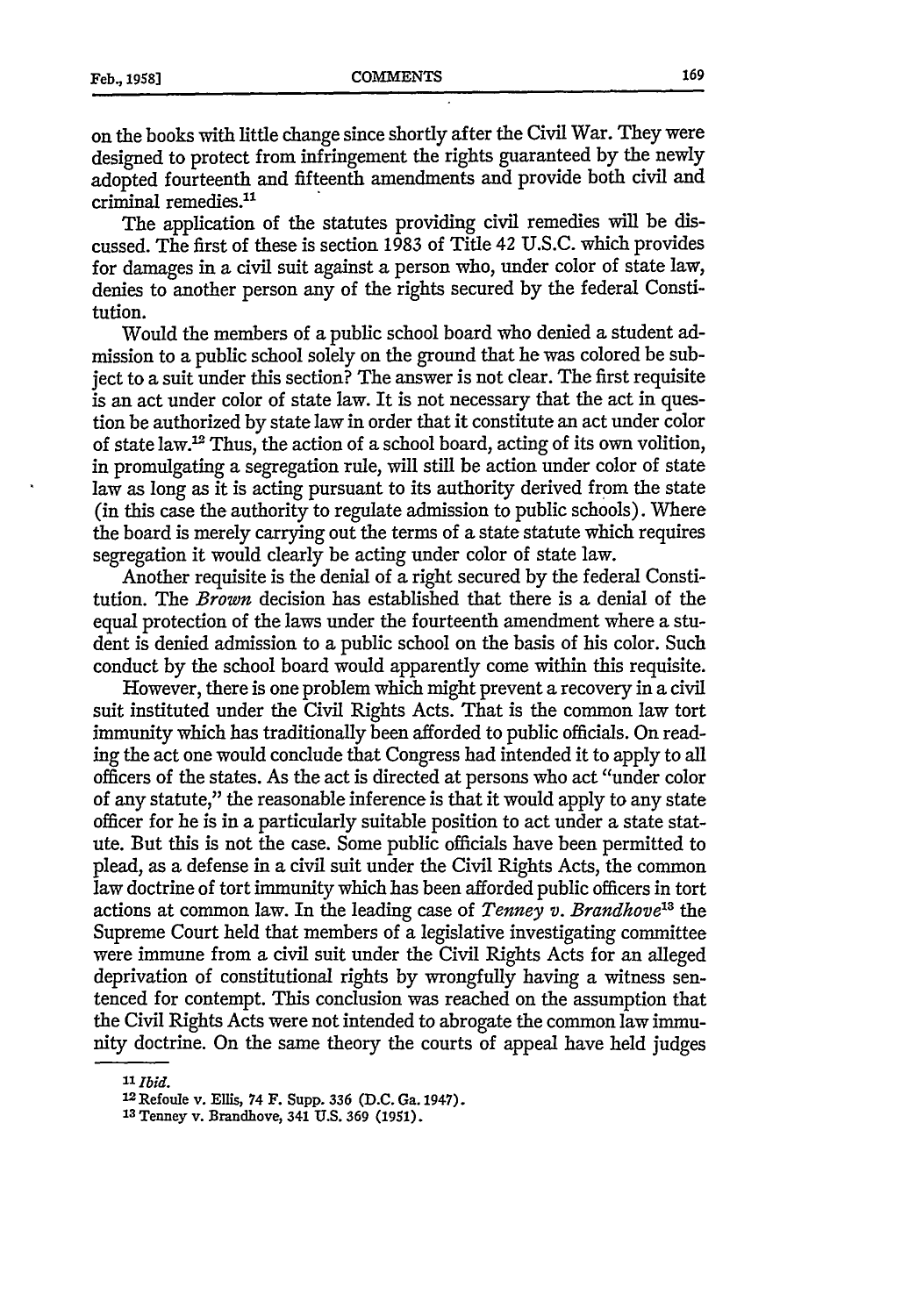on the books with little change since shortly after the Civil War. They were designed to protect from infringement the rights guaranteed by the newly adopted fourteenth and fifteenth amendments and provide both civil and criminal remedies.[11]

The application of the statutes providing civil remedies will be discussed. The first of these is section 1983 of Title 42 U.S.C. which provides for damages in a civil suit against a person who, under color of state law, denies to another person any of the rights secured by the federal Constitution.

Would the members of a public school board who denied a student admission to a public school solely on the ground that he was colored be subject to a suit under this section? The answer is not clear. The first requisite is an act under color of state law. It is not necessary that the act in question be authorized by state law in order that it constitute an act under color of state law.[12] Thus, the action of a school board, acting of its own volition, in promulgating a segregation rule, will still be action under color of state law as long as it is acting pursuant to its authority derived from the state (in this case the authority to regulate admission to public schools). Where the board is merely carrying out the terms of a state statute which requires segregation it would clearly be acting under color of state law.

Another requisite is the denial of a right secured by the federal Constitution. The *Brown* decision has established that there is a denial of the equal protection of the laws under the fourteenth amendment where a student is denied admission to a public school on the basis of his color. Such conduct by the school board would apparently come within this requisite.

However, there is one problem which might prevent a recovery in a civil suit instituted under the Civil Rights Acts. That is the common law tort immunity which has traditionally been afforded to public officials. On reading the act one would conclude that Congress had intended it to apply to all officers of the states. As the act is directed at persons who act "under color of any statute," the reasonable inference is that it would apply to any state officer for he is in a particularly suitable position to act under a state statute. But this is not the case. Some public officials have been permitted to plead, as a defense in a civil suit under the Civil Rights Acts, the common law doctrine of tort immunity which has been afforded public officers in tort actions at common law. In the leading case of *Tenney v. Brandhove*[13] the Supreme Court held that members of a legislative investigating committee were immune from a civil suit under the Civil Rights Acts for an alleged deprivation of constitutional rights by wrongfully having a witness sentenced for contempt. This conclusion was reached on the assumption that the Civil Rights Acts were not intended to abrogate the common law immunity doctrine. On the same theory the courts of appeal have held judges

---

[11] *Ibid.*

[12] Refoule v. Ellis, 74 F. Supp. 336 (D.C. Ga. 1947).

[13] Tenney v. Brandhove, 341 U.S. 369 (1951).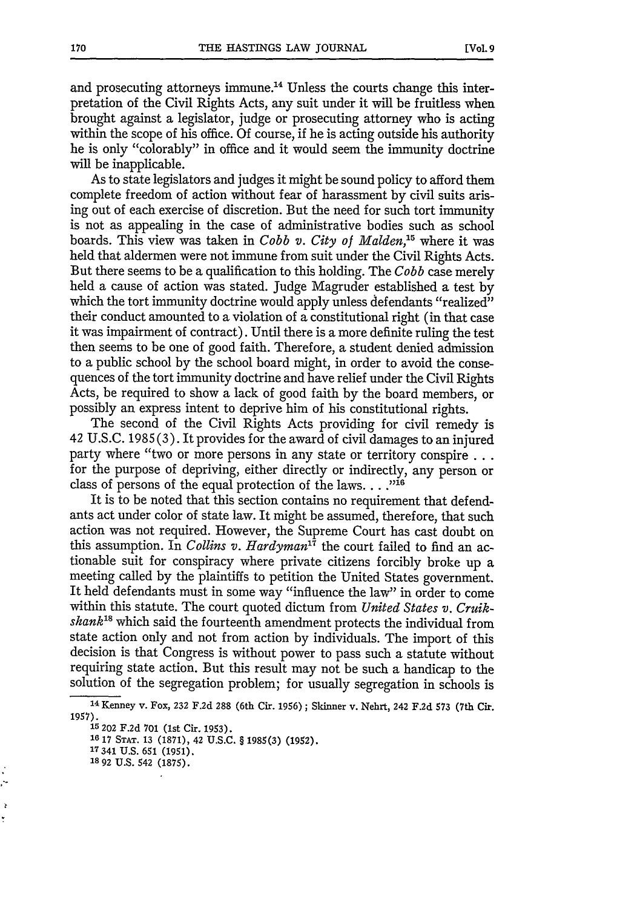and prosecuting attorneys immune.[14] Unless the courts change this interpretation of the Civil Rights Acts, any suit under it will be fruitless when brought against a legislator, judge or prosecuting attorney who is acting within the scope of his office. Of course, if he is acting outside his authority he is only "colorably" in office and it would seem the immunity doctrine will be inapplicable.

As to state legislators and judges it might be sound policy to afford them complete freedom of action without fear of harassment by civil suits arising out of each exercise of discretion. But the need for such tort immunity is not as appealing in the case of administrative bodies such as school boards. This view was taken in *Cobb v. City of Malden*,[15] where it was held that aldermen were not immune from suit under the Civil Rights Acts. But there seems to be a qualification to this holding. The *Cobb* case merely held a cause of action was stated. Judge Magruder established a test by which the tort immunity doctrine would apply unless defendants "realized" their conduct amounted to a violation of a constitutional right (in that case it was impairment of contract). Until there is a more definite ruling the test then seems to be one of good faith. Therefore, a student denied admission to a public school by the school board might, in order to avoid the consequences of the tort immunity doctrine and have relief under the Civil Rights Acts, be required to show a lack of good faith by the board members, or possibly an express intent to deprive him of his constitutional rights.

The second of the Civil Rights Acts providing for civil remedy is 42 U.S.C. 1985(3). It provides for the award of civil damages to an injured party where "two or more persons in any state or territory conspire . . . for the purpose of depriving, either directly or indirectly, any person or class of persons of the equal protection of the laws. . . ."[16]

It is to be noted that this section contains no requirement that defendants act under color of state law. It might be assumed, therefore, that such action was not required. However, the Supreme Court has cast doubt on this assumption. In *Collins v. Hardyman*[17] the court failed to find an actionable suit for conspiracy where private citizens forcibly broke up a meeting called by the plaintiffs to petition the United States government. It held defendants must in some way "influence the law" in order to come within this statute. The court quoted dictum from *United States v. Cruikshank*[18] which said the fourteenth amendment protects the individual from state action only and not from action by individuals. The import of this decision is that Congress is without power to pass such a statute without requiring state action. But this result may not be such a handicap to the solution of the segregation problem; for usually segregation in schools is

---

[14] Kenney v. Fox, 232 F.2d 288 (6th Cir. 1956); Skinner v. Nehrt, 242 F.2d 573 (7th Cir. 1957).

[15] 202 F.2d 701 (1st Cir. 1953).

[16] 17 STAT. 13 (1871), 42 U.S.C. § 1985(3) (1952).

[17] 341 U.S. 651 (1951).

[18] 92 U.S. 542 (1875).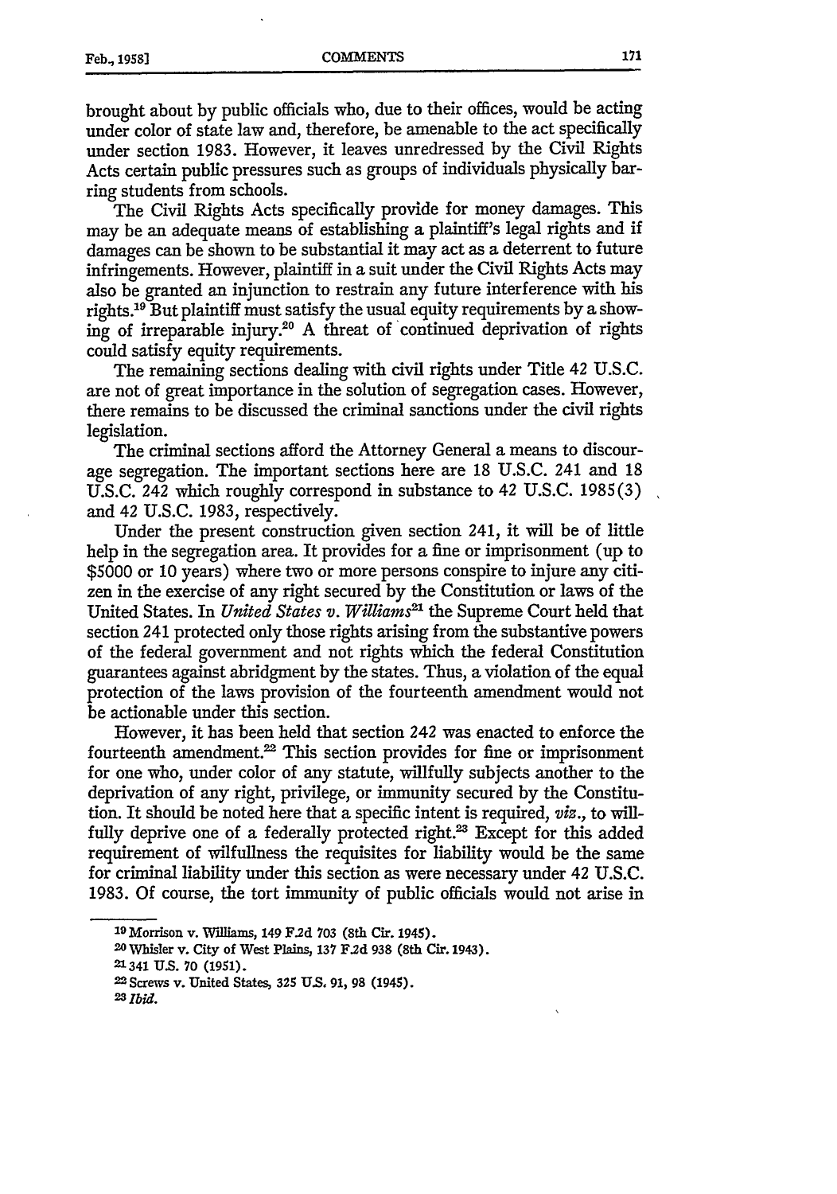brought about by public officials who, due to their offices, would be acting under color of state law and, therefore, be amenable to the act specifically under section 1983. However, it leaves unredressed by the Civil Rights Acts certain public pressures such as groups of individuals physically barring students from schools.

The Civil Rights Acts specifically provide for money damages. This may be an adequate means of establishing a plaintiff's legal rights and if damages can be shown to be substantial it may act as a deterrent to future infringements. However, plaintiff in a suit under the Civil Rights Acts may also be granted an injunction to restrain any future interference with his rights.[19] But plaintiff must satisfy the usual equity requirements by a showing of irreparable injury.[20] A threat of continued deprivation of rights could satisfy equity requirements.

The remaining sections dealing with civil rights under Title 42 U.S.C. are not of great importance in the solution of segregation cases. However, there remains to be discussed the criminal sanctions under the civil rights legislation.

The criminal sections afford the Attorney General a means to discourage segregation. The important sections here are 18 U.S.C. 241 and 18 U.S.C. 242 which roughly correspond in substance to 42 U.S.C. 1985(3) and 42 U.S.C. 1983, respectively.

Under the present construction given section 241, it will be of little help in the segregation area. It provides for a fine or imprisonment (up to $5000 or 10 years) where two or more persons conspire to injure any citizen in the exercise of any right secured by the Constitution or laws of the United States. In *United States v. Williams*[21] the Supreme Court held that section 241 protected only those rights arising from the substantive powers of the federal government and not rights which the federal Constitution guarantees against abridgment by the states. Thus, a violation of the equal protection of the laws provision of the fourteenth amendment would not be actionable under this section.

However, it has been held that section 242 was enacted to enforce the fourteenth amendment.[22] This section provides for fine or imprisonment for one who, under color of any statute, willfully subjects another to the deprivation of any right, privilege, or immunity secured by the Constitution. It should be noted here that a specific intent is required, *viz.*, to willfully deprive one of a federally protected right.[23] Except for this added requirement of wilfullness the requisites for liability would be the same for criminal liability under this section as were necessary under 42 U.S.C. 1983. Of course, the tort immunity of public officials would not arise in

---

[19] Morrison v. Williams, 149 F.2d 703 (8th Cir. 1945).

[20] Whisler v. City of West Plains, 137 F.2d 938 (8th Cir. 1943).

[21] 341 U.S. 70 (1951).

[22] Screws v. United States, 325 U.S. 91, 98 (1945).

[23] *Ibid.*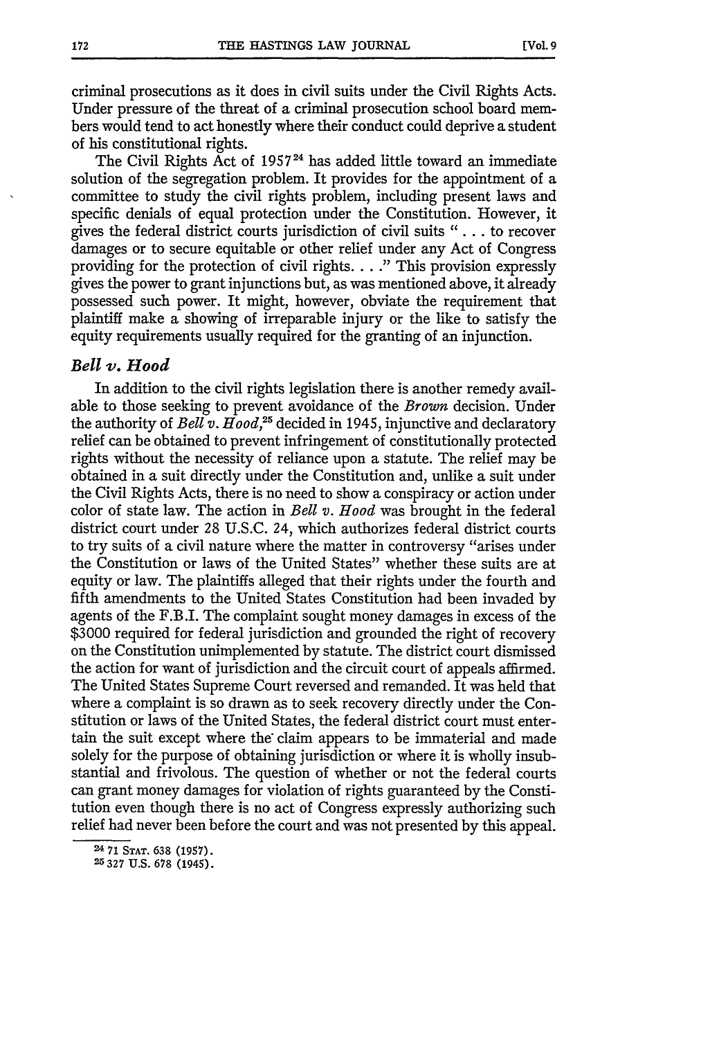criminal prosecutions as it does in civil suits under the Civil Rights Acts. Under pressure of the threat of a criminal prosecution school board members would tend to act honestly where their conduct could deprive a student of his constitutional rights.

The Civil Rights Act of 1957[24] has added little toward an immediate solution of the segregation problem. It provides for the appointment of a committee to study the civil rights problem, including present laws and specific denials of equal protection under the Constitution. However, it gives the federal district courts jurisdiction of civil suits ". . . to recover damages or to secure equitable or other relief under any Act of Congress providing for the protection of civil rights. . . ." This provision expressly gives the power to grant injunctions but, as was mentioned above, it already possessed such power. It might, however, obviate the requirement that plaintiff make a showing of irreparable injury or the like to satisfy the equity requirements usually required for the granting of an injunction.

### *Bell v. Hood*

In addition to the civil rights legislation there is another remedy available to those seeking to prevent avoidance of the *Brown* decision. Under the authority of *Bell v. Hood*,[25] decided in 1945, injunctive and declaratory relief can be obtained to prevent infringement of constitutionally protected rights without the necessity of reliance upon a statute. The relief may be obtained in a suit directly under the Constitution and, unlike a suit under the Civil Rights Acts, there is no need to show a conspiracy or action under color of state law. The action in *Bell v. Hood* was brought in the federal district court under 28 U.S.C. 24, which authorizes federal district courts to try suits of a civil nature where the matter in controversy "arises under the Constitution or laws of the United States" whether these suits are at equity or law. The plaintiffs alleged that their rights under the fourth and fifth amendments to the United States Constitution had been invaded by agents of the F.B.I. The complaint sought money damages in excess of the $3000 required for federal jurisdiction and grounded the right of recovery on the Constitution unimplemented by statute. The district court dismissed the action for want of jurisdiction and the circuit court of appeals affirmed. The United States Supreme Court reversed and remanded. It was held that where a complaint is so drawn as to seek recovery directly under the Constitution or laws of the United States, the federal district court must entertain the suit except where the claim appears to be immaterial and made solely for the purpose of obtaining jurisdiction or where it is wholly insubstantial and frivolous. The question of whether or not the federal courts can grant money damages for violation of rights guaranteed by the Constitution even though there is no act of Congress expressly authorizing such relief had never been before the court and was not presented by this appeal.

---

[24] 71 STAT. 638 (1957).

[25] 327 U.S. 678 (1945).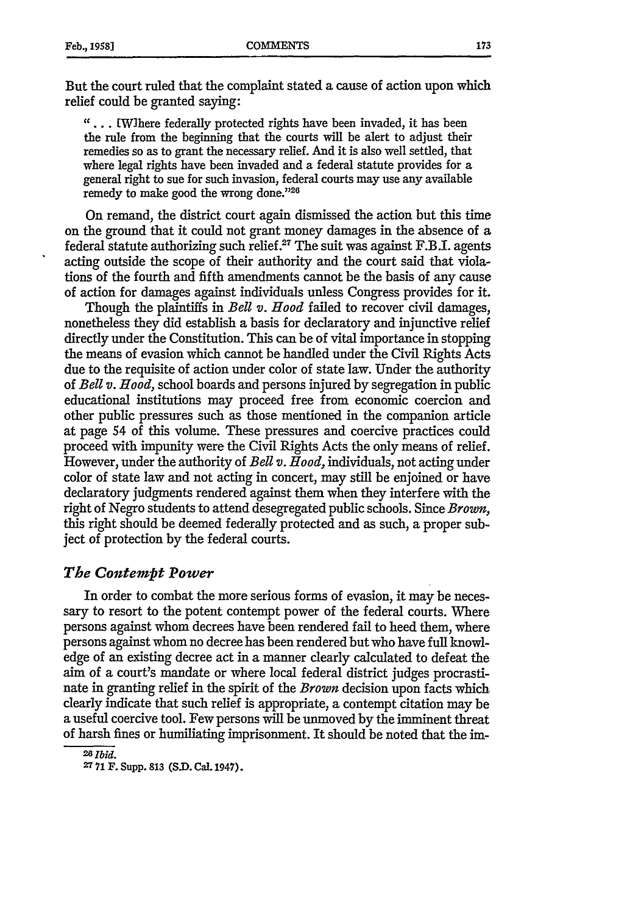But the court ruled that the complaint stated a cause of action upon which relief could be granted saying:

> "... [W]here federally protected rights have been invaded, it has been the rule from the beginning that the courts will be alert to adjust their remedies so as to grant the necessary relief. And it is also well settled, that where legal rights have been invaded and a federal statute provides for a general right to sue for such invasion, federal courts may use any available remedy to make good the wrong done."[26]

On remand, the district court again dismissed the action but this time on the ground that it could not grant money damages in the absence of a federal statute authorizing such relief.[27] The suit was against F.B.I. agents acting outside the scope of their authority and the court said that violations of the fourth and fifth amendments cannot be the basis of any cause of action for damages against individuals unless Congress provides for it.

Though the plaintiffs in *Bell v. Hood* failed to recover civil damages, nonetheless they did establish a basis for declaratory and injunctive relief directly under the Constitution. This can be of vital importance in stopping the means of evasion which cannot be handled under the Civil Rights Acts due to the requisite of action under color of state law. Under the authority of *Bell v. Hood,* school boards and persons injured by segregation in public educational institutions may proceed free from economic coercion and other public pressures such as those mentioned in the companion article at page 54 of this volume. These pressures and coercive practices could proceed with impunity were the Civil Rights Acts the only means of relief. However, under the authority of *Bell v. Hood,* individuals, not acting under color of state law and not acting in concert, may still be enjoined or have declaratory judgments rendered against them when they interfere with the right of Negro students to attend desegregated public schools. Since *Brown,* this right should be deemed federally protected and as such, a proper subject of protection by the federal courts.

### *The Contempt Power*

In order to combat the more serious forms of evasion, it may be necessary to resort to the potent contempt power of the federal courts. Where persons against whom decrees have been rendered fail to heed them, where persons against whom no decree has been rendered but who have full knowledge of an existing decree act in a manner clearly calculated to defeat the aim of a court's mandate or where local federal district judges procrastinate in granting relief in the spirit of the *Brown* decision upon facts which clearly indicate that such relief is appropriate, a contempt citation may be a useful coercive tool. Few persons will be unmoved by the imminent threat of harsh fines or humiliating imprisonment. It should be noted that the im-

[26] *Ibid.*

[27] 71 F. Supp. 813 (S.D. Cal. 1947).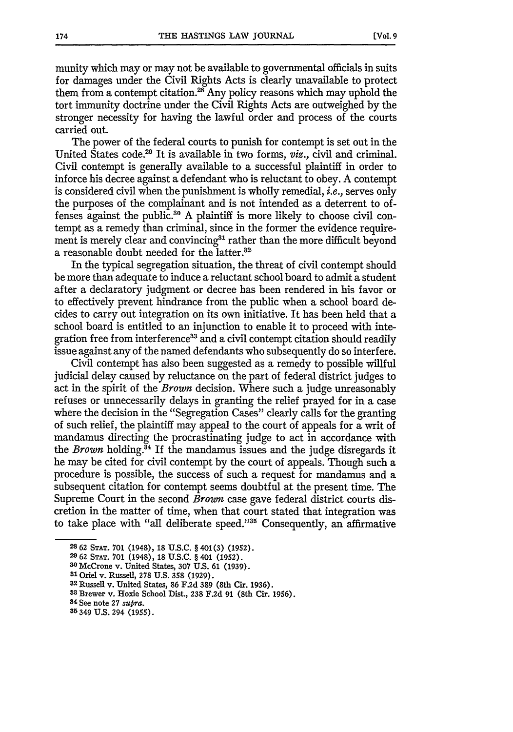munity which may or may not be available to governmental officials in suits for damages under the Civil Rights Acts is clearly unavailable to protect them from a contempt citation.[28] Any policy reasons which may uphold the tort immunity doctrine under the Civil Rights Acts are outweighed by the stronger necessity for having the lawful order and process of the courts carried out.

The power of the federal courts to punish for contempt is set out in the United States code.[29] It is available in two forms, *viz.*, civil and criminal. Civil contempt is generally available to a successful plaintiff in order to inforce his decree against a defendant who is reluctant to obey. A contempt is considered civil when the punishment is wholly remedial, *i.e.*, serves only the purposes of the complainant and is not intended as a deterrent to offenses against the public.[30] A plaintiff is more likely to choose civil contempt as a remedy than criminal, since in the former the evidence requirement is merely clear and convincing[31] rather than the more difficult beyond a reasonable doubt needed for the latter.[32]

In the typical segregation situation, the threat of civil contempt should be more than adequate to induce a reluctant school board to admit a student after a declaratory judgment or decree has been rendered in his favor or to effectively prevent hindrance from the public when a school board decides to carry out integration on its own initiative. It has been held that a school board is entitled to an injunction to enable it to proceed with integration free from interference[33] and a civil contempt citation should readily issue against any of the named defendants who subsequently do so interfere.

Civil contempt has also been suggested as a remedy to possible willful judicial delay caused by reluctance on the part of federal district judges to act in the spirit of the *Brown* decision. Where such a judge unreasonably refuses or unnecessarily delays in granting the relief prayed for in a case where the decision in the "Segregation Cases" clearly calls for the granting of such relief, the plaintiff may appeal to the court of appeals for a writ of mandamus directing the procrastinating judge to act in accordance with the *Brown* holding.[34] If the mandamus issues and the judge disregards it he may be cited for civil contempt by the court of appeals. Though such a procedure is possible, the success of such a request for mandamus and a subsequent citation for contempt seems doubtful at the present time. The Supreme Court in the second *Brown* case gave federal district courts discretion in the matter of time, when that court stated that integration was to take place with "all deliberate speed."[35] Consequently, an affirmative

---

[28] 62 STAT. 701 (1948), 18 U.S.C. § 401(3) (1952).

[29] 62 STAT. 701 (1948), 18 U.S.C. § 401 (1952).

[30] McCrone v. United States, 307 U.S. 61 (1939).

[31] Oriel v. Russell, 278 U.S. 358 (1929).

[32] Russell v. United States, 86 F.2d 389 (8th Cir. 1936).

[33] Brewer v. Hoxie School Dist., 238 F.2d 91 (8th Cir. 1956).

[34] See note 27 *supra*.

[35] 349 U.S. 294 (1955).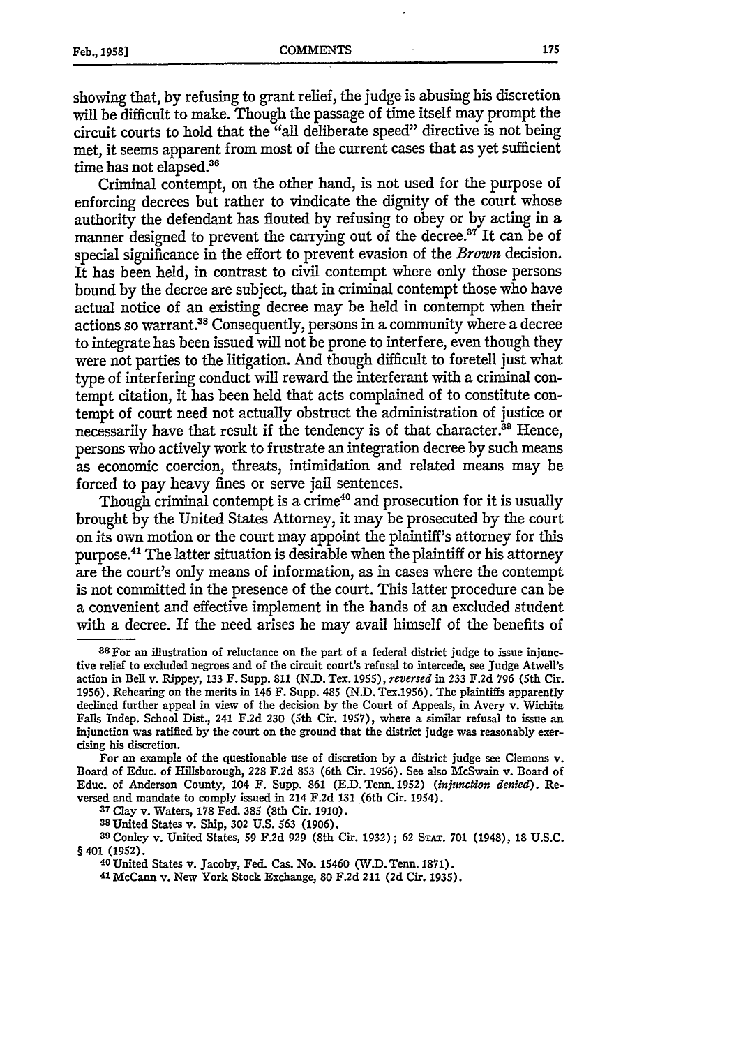showing that, by refusing to grant relief, the judge is abusing his discretion will be difficult to make. Though the passage of time itself may prompt the circuit courts to hold that the "all deliberate speed" directive is not being met, it seems apparent from most of the current cases that as yet sufficient time has not elapsed.[36]

Criminal contempt, on the other hand, is not used for the purpose of enforcing decrees but rather to vindicate the dignity of the court whose authority the defendant has flouted by refusing to obey or by acting in a manner designed to prevent the carrying out of the decree.[37] It can be of special significance in the effort to prevent evasion of the *Brown* decision. It has been held, in contrast to civil contempt where only those persons bound by the decree are subject, that in criminal contempt those who have actual notice of an existing decree may be held in contempt when their actions so warrant.[38] Consequently, persons in a community where a decree to integrate has been issued will not be prone to interfere, even though they were not parties to the litigation. And though difficult to foretell just what type of interfering conduct will reward the interferant with a criminal contempt citation, it has been held that acts complained of to constitute contempt of court need not actually obstruct the administration of justice or necessarily have that result if the tendency is of that character.[39] Hence, persons who actively work to frustrate an integration decree by such means as economic coercion, threats, intimidation and related means may be forced to pay heavy fines or serve jail sentences.

Though criminal contempt is a crime[40] and prosecution for it is usually brought by the United States Attorney, it may be prosecuted by the court on its own motion or the court may appoint the plaintiff's attorney for this purpose.[41] The latter situation is desirable when the plaintiff or his attorney are the court's only means of information, as in cases where the contempt is not committed in the presence of the court. This latter procedure can be a convenient and effective implement in the hands of an excluded student with a decree. If the need arises he may avail himself of the benefits of

---

[36] For an illustration of reluctance on the part of a federal district judge to issue injunctive relief to excluded negroes and of the circuit court's refusal to intercede, see Judge Atwell's action in Bell v. Rippey, 133 F. Supp. 811 (N.D. Tex. 1955), *reversed* in 233 F.2d 796 (5th Cir. 1956). Rehearing on the merits in 146 F. Supp. 485 (N.D. Tex.1956). The plaintiffs apparently declined further appeal in view of the decision by the Court of Appeals, in Avery v. Wichita Falls Indep. School Dist., 241 F.2d 230 (5th Cir. 1957), where a similar refusal to issue an injunction was ratified by the court on the ground that the district judge was reasonably exercising his discretion.

For an example of the questionable use of discretion by a district judge see Clemons v. Board of Educ. of Hillsborough, 228 F.2d 853 (6th Cir. 1956). See also McSwain v. Board of Educ. of Anderson County, 104 F. Supp. 861 (E.D. Tenn. 1952) (*injunction denied*). Reversed and mandate to comply issued in 214 F.2d 131 (6th Cir. 1954).

[37] Clay v. Waters, 178 Fed. 385 (8th Cir. 1910).

[38] United States v. Ship, 302 U.S. 563 (1906).

[39] Conley v. United States, 59 F.2d 929 (8th Cir. 1932); 62 STAT. 701 (1948), 18 U.S.C. § 401 (1952).

[40] United States v. Jacoby, Fed. Cas. No. 15460 (W.D. Tenn. 1871).

[41] McCann v. New York Stock Exchange, 80 F.2d 211 (2d Cir. 1935).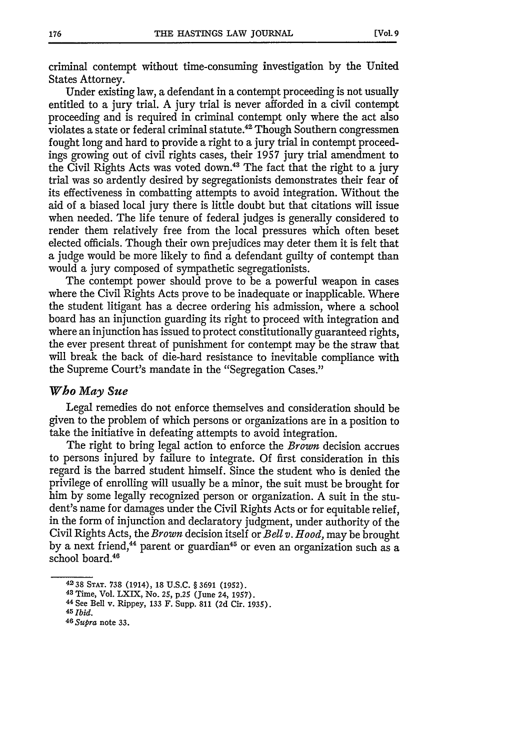criminal contempt without time-consuming investigation by the United States Attorney.

Under existing law, a defendant in a contempt proceeding is not usually entitled to a jury trial. A jury trial is never afforded in a civil contempt proceeding and is required in criminal contempt only where the act also violates a state or federal criminal statute.[42] Though Southern congressmen fought long and hard to provide a right to a jury trial in contempt proceedings growing out of civil rights cases, their 1957 jury trial amendment to the Civil Rights Acts was voted down.[43] The fact that the right to a jury trial was so ardently desired by segregationists demonstrates their fear of its effectiveness in combatting attempts to avoid integration. Without the aid of a biased local jury there is little doubt but that citations will issue when needed. The life tenure of federal judges is generally considered to render them relatively free from the local pressures which often beset elected officials. Though their own prejudices may deter them it is felt that a judge would be more likely to find a defendant guilty of contempt than would a jury composed of sympathetic segregationists.

The contempt power should prove to be a powerful weapon in cases where the Civil Rights Acts prove to be inadequate or inapplicable. Where the student litigant has a decree ordering his admission, where a school board has an injunction guarding its right to proceed with integration and where an injunction has issued to protect constitutionally guaranteed rights, the ever present threat of punishment for contempt may be the straw that will break the back of die-hard resistance to inevitable compliance with the Supreme Court's mandate in the "Segregation Cases."

### *Who May Sue*

Legal remedies do not enforce themselves and consideration should be given to the problem of which persons or organizations are in a position to take the initiative in defeating attempts to avoid integration.

The right to bring legal action to enforce the *Brown* decision accrues to persons injured by failure to integrate. Of first consideration in this regard is the barred student himself. Since the student who is denied the privilege of enrolling will usually be a minor, the suit must be brought for him by some legally recognized person or organization. A suit in the student's name for damages under the Civil Rights Acts or for equitable relief, in the form of injunction and declaratory judgment, under authority of the Civil Rights Acts, the *Brown* decision itself or *Bell v. Hood,* may be brought by a next friend,[44] parent or guardian[45] or even an organization such as a school board.[46]

---

[42] 38 STAT. 738 (1914), 18 U.S.C. § 3691 (1952).

[43] Time, Vol. LXIX, No. 25, p.25 (June 24, 1957).

[44] See Bell v. Rippey, 133 F. Supp. 811 (2d Cir. 1935).

[45] *Ibid.*

[46] *Supra* note 33.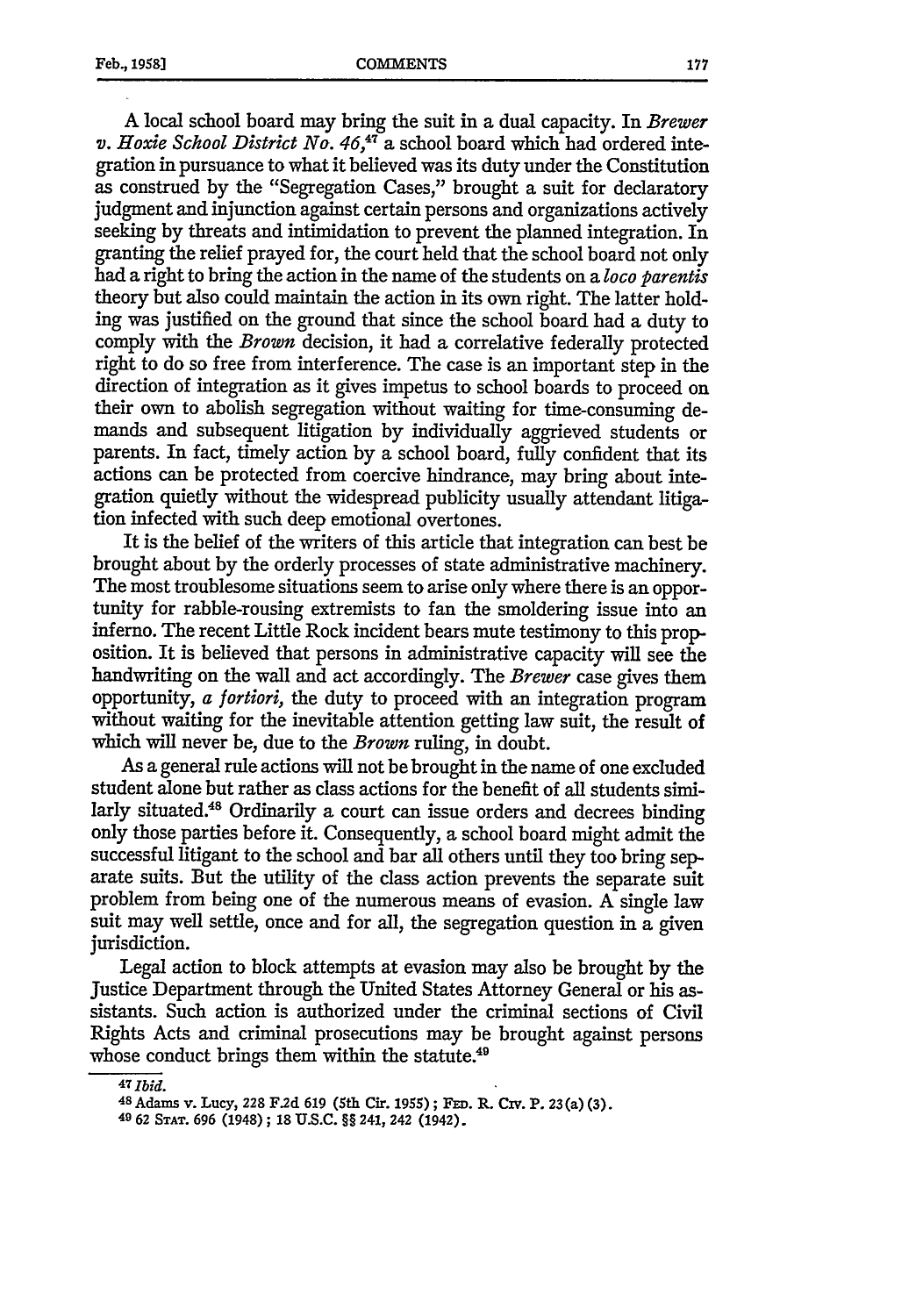A local school board may bring the suit in a dual capacity. In *Brewer v. Hoxie School District No. 46*,[47] a school board which had ordered integration in pursuance to what it believed was its duty under the Constitution as construed by the "Segregation Cases," brought a suit for declaratory judgment and injunction against certain persons and organizations actively seeking by threats and intimidation to prevent the planned integration. In granting the relief prayed for, the court held that the school board not only had a right to bring the action in the name of the students on a *loco parentis* theory but also could maintain the action in its own right. The latter holding was justified on the ground that since the school board had a duty to comply with the *Brown* decision, it had a correlative federally protected right to do so free from interference. The case is an important step in the direction of integration as it gives impetus to school boards to proceed on their own to abolish segregation without waiting for time-consuming demands and subsequent litigation by individually aggrieved students or parents. In fact, timely action by a school board, fully confident that its actions can be protected from coercive hindrance, may bring about integration quietly without the widespread publicity usually attendant litigation infected with such deep emotional overtones.

It is the belief of the writers of this article that integration can best be brought about by the orderly processes of state administrative machinery. The most troublesome situations seem to arise only where there is an opportunity for rabble-rousing extremists to fan the smoldering issue into an inferno. The recent Little Rock incident bears mute testimony to this proposition. It is believed that persons in administrative capacity will see the handwriting on the wall and act accordingly. The *Brewer* case gives them opportunity, *a fortiori*, the duty to proceed with an integration program without waiting for the inevitable attention getting law suit, the result of which will never be, due to the *Brown* ruling, in doubt.

As a general rule actions will not be brought in the name of one excluded student alone but rather as class actions for the benefit of all students similarly situated.[48] Ordinarily a court can issue orders and decrees binding only those parties before it. Consequently, a school board might admit the successful litigant to the school and bar all others until they too bring separate suits. But the utility of the class action prevents the separate suit problem from being one of the numerous means of evasion. A single law suit may well settle, once and for all, the segregation question in a given jurisdiction.

Legal action to block attempts at evasion may also be brought by the Justice Department through the United States Attorney General or his assistants. Such action is authorized under the criminal sections of Civil Rights Acts and criminal prosecutions may be brought against persons whose conduct brings them within the statute.[49]

---

[47] *Ibid.*

[48] Adams v. Lucy, 228 F.2d 619 (5th Cir. 1955); FED. R. CIV. P. 23(a)(3).

[49] 62 STAT. 696 (1948); 18 U.S.C. §§ 241, 242 (1942).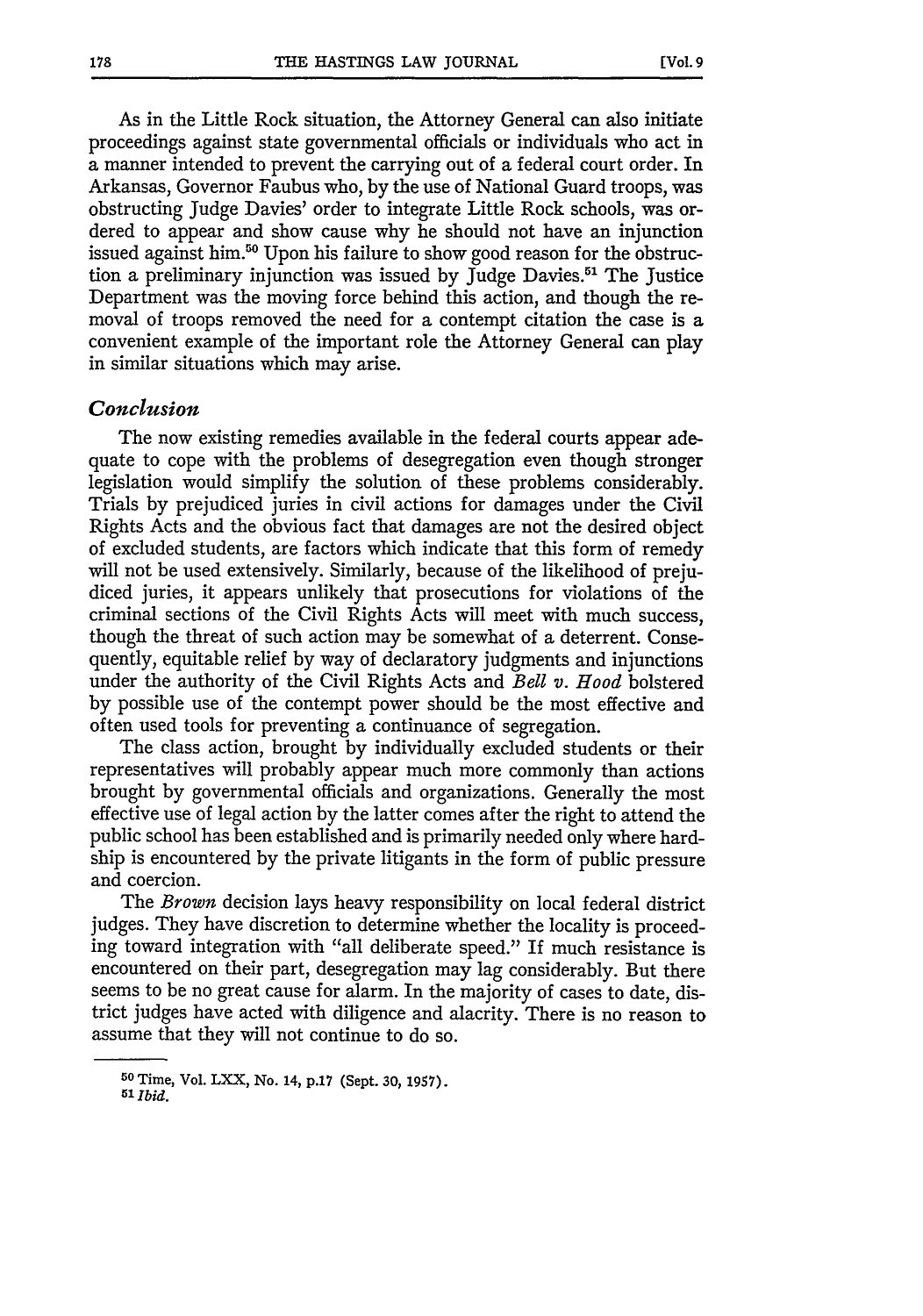As in the Little Rock situation, the Attorney General can also initiate proceedings against state governmental officials or individuals who act in a manner intended to prevent the carrying out of a federal court order. In Arkansas, Governor Faubus who, by the use of National Guard troops, was obstructing Judge Davies' order to integrate Little Rock schools, was ordered to appear and show cause why he should not have an injunction issued against him.[50] Upon his failure to show good reason for the obstruction a preliminary injunction was issued by Judge Davies.[51] The Justice Department was the moving force behind this action, and though the removal of troops removed the need for a contempt citation the case is a convenient example of the important role the Attorney General can play in similar situations which may arise.

### *Conclusion*

The now existing remedies available in the federal courts appear adequate to cope with the problems of desegregation even though stronger legislation would simplify the solution of these problems considerably. Trials by prejudiced juries in civil actions for damages under the Civil Rights Acts and the obvious fact that damages are not the desired object of excluded students, are factors which indicate that this form of remedy will not be used extensively. Similarly, because of the likelihood of prejudiced juries, it appears unlikely that prosecutions for violations of the criminal sections of the Civil Rights Acts will meet with much success, though the threat of such action may be somewhat of a deterrent. Consequently, equitable relief by way of declaratory judgments and injunctions under the authority of the Civil Rights Acts and *Bell v. Hood* bolstered by possible use of the contempt power should be the most effective and often used tools for preventing a continuance of segregation.

The class action, brought by individually excluded students or their representatives will probably appear much more commonly than actions brought by governmental officials and organizations. Generally the most effective use of legal action by the latter comes after the right to attend the public school has been established and is primarily needed only where hardship is encountered by the private litigants in the form of public pressure and coercion.

The *Brown* decision lays heavy responsibility on local federal district judges. They have discretion to determine whether the locality is proceeding toward integration with "all deliberate speed." If much resistance is encountered on their part, desegregation may lag considerably. But there seems to be no great cause for alarm. In the majority of cases to date, district judges have acted with diligence and alacrity. There is no reason to assume that they will not continue to do so.

---

[50] Time, Vol. LXX, No. 14, p.17 (Sept. 30, 1957).

[51] *Ibid.*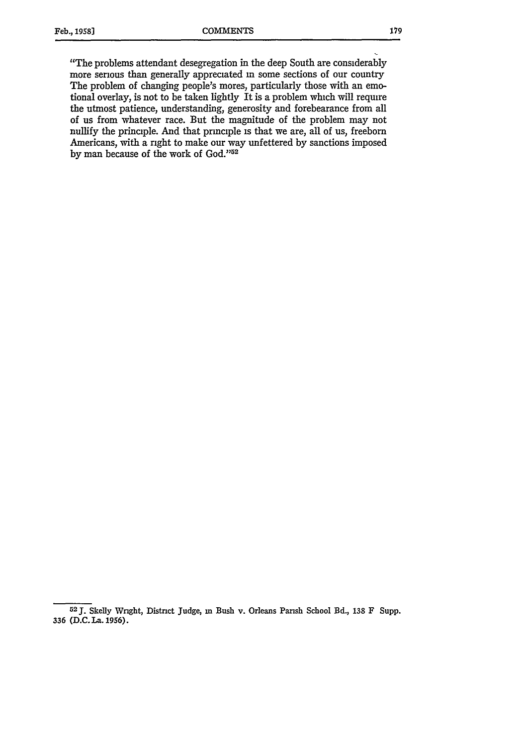"The problems attendant desegregation in the deep South are considerably more serious than generally appreciated in some sections of our country The problem of changing people's mores, particularly those with an emotional overlay, is not to be taken lightly It is a problem which will require the utmost patience, understanding, generosity and forebearance from all of us from whatever race. But the magnitude of the problem may not nullify the principle. And that principle is that we are, all of us, freeborn Americans, with a right to make our way unfettered by sanctions imposed by man because of the work of God."[52]

---

[52] J. Skelly Wright, District Judge, in Bush v. Orleans Parish School Bd., 138 F Supp. 336 (D.C. La. 1956).